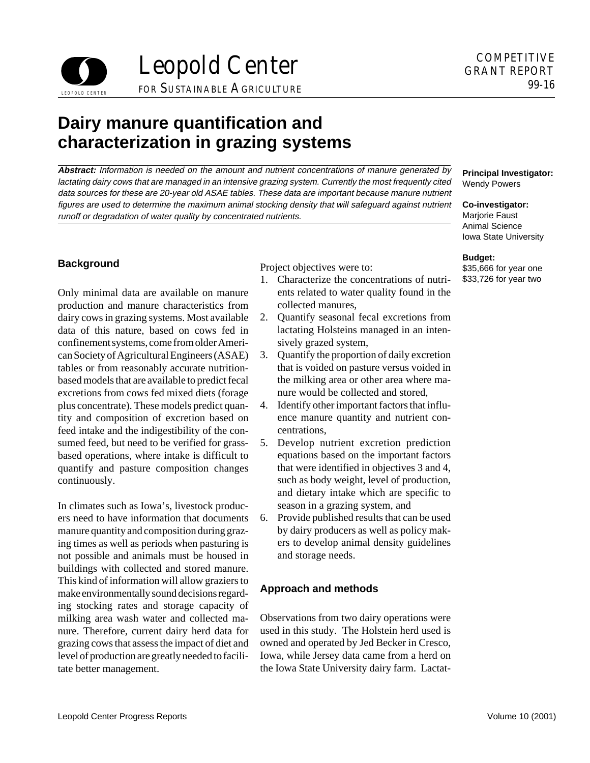Leopold Center FOR SUSTAINABLE AGRICULTURE

COMPETITIVE GRANT REPORT 99-16

# Dairy manure quantification and characterization in grazing systems

***Abstract:*** *Information is needed on the amount and nutrient concentrations of manure generated by lactating dairy cows that are managed in an intensive grazing system. Currently the most frequently cited data sources for these are 20-year old ASAE tables. These data are important because manure nutrient figures are used to determine the maximum animal stocking density that will safeguard against nutrient runoff or degradation of water quality by concentrated nutrients.*

**Principal Investigator:**
Wendy Powers

**Co-investigator:**
Marjorie Faust
Animal Science
Iowa State University

**Budget:**
$35,666 for year one
$33,726 for year two

## Background

Only minimal data are available on manure production and manure characteristics from dairy cows in grazing systems. Most available data of this nature, based on cows fed in confinement systems, come from older American Society of Agricultural Engineers (ASAE) tables or from reasonably accurate nutrition-based models that are available to predict fecal excretions from cows fed mixed diets (forage plus concentrate). These models predict quantity and composition of excretion based on feed intake and the indigestibility of the consumed feed, but need to be verified for grass-based operations, where intake is difficult to quantify and pasture composition changes continuously.

In climates such as Iowa's, livestock producers need to have information that documents manure quantity and composition during grazing times as well as periods when pasturing is not possible and animals must be housed in buildings with collected and stored manure. This kind of information will allow graziers to make environmentally sound decisions regarding stocking rates and storage capacity of milking area wash water and collected manure. Therefore, current dairy herd data for grazing cows that assess the impact of diet and level of production are greatly needed to facilitate better management.

Project objectives were to:

1. Characterize the concentrations of nutrients related to water quality found in the collected manures,
2. Quantify seasonal fecal excretions from lactating Holsteins managed in an intensively grazed system,
3. Quantify the proportion of daily excretion that is voided on pasture versus voided in the milking area or other area where manure would be collected and stored,
4. Identify other important factors that influence manure quantity and nutrient concentrations,
5. Develop nutrient excretion prediction equations based on the important factors that were identified in objectives 3 and 4, such as body weight, level of production, and dietary intake which are specific to season in a grazing system, and
6. Provide published results that can be used by dairy producers as well as policy makers to develop animal density guidelines and storage needs.

## Approach and methods

Observations from two dairy operations were used in this study. The Holstein herd used is owned and operated by Jed Becker in Cresco, Iowa, while Jersey data came from a herd on the Iowa State University dairy farm. Lactat-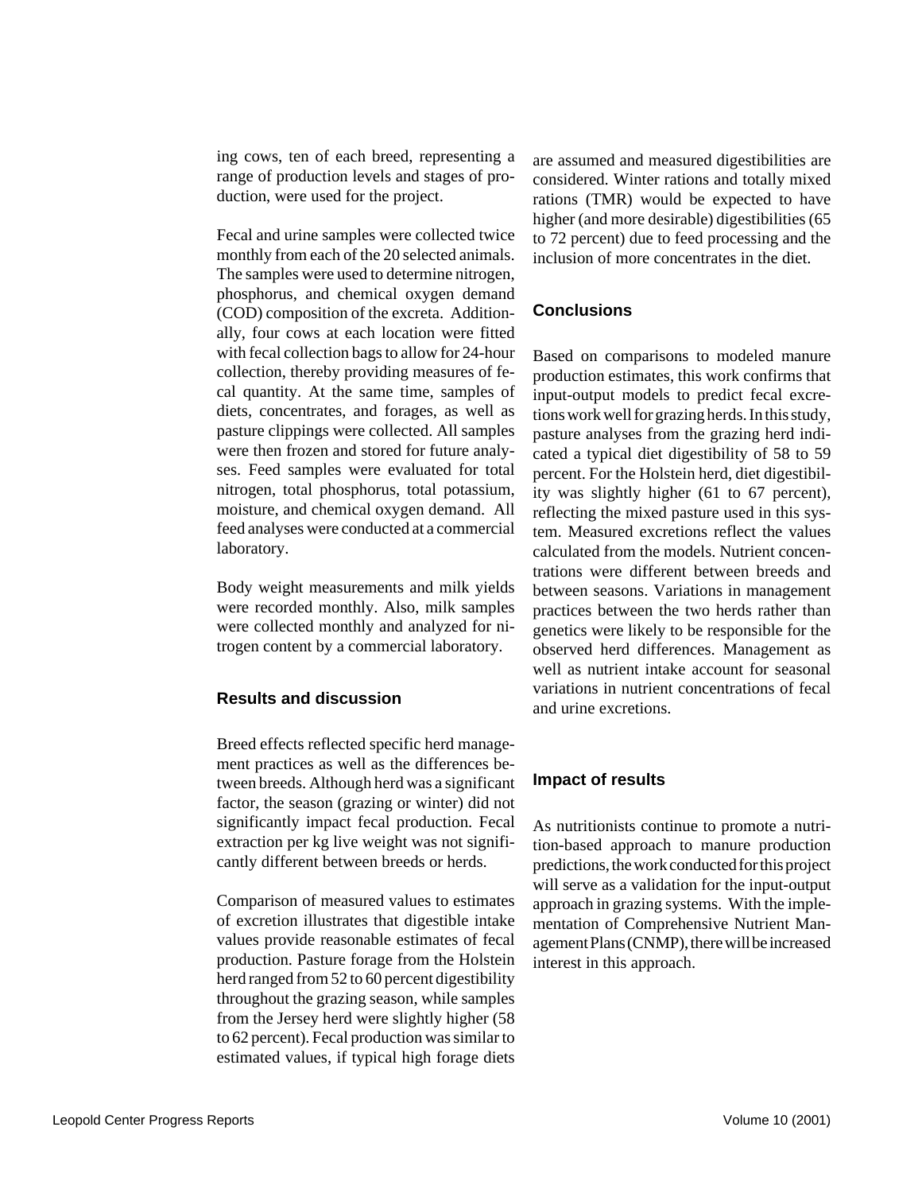ing cows, ten of each breed, representing a range of production levels and stages of production, were used for the project.

Fecal and urine samples were collected twice monthly from each of the 20 selected animals. The samples were used to determine nitrogen, phosphorus, and chemical oxygen demand (COD) composition of the excreta. Additionally, four cows at each location were fitted with fecal collection bags to allow for 24-hour collection, thereby providing measures of fecal quantity. At the same time, samples of diets, concentrates, and forages, as well as pasture clippings were collected. All samples were then frozen and stored for future analyses. Feed samples were evaluated for total nitrogen, total phosphorus, total potassium, moisture, and chemical oxygen demand. All feed analyses were conducted at a commercial laboratory.

Body weight measurements and milk yields were recorded monthly. Also, milk samples were collected monthly and analyzed for nitrogen content by a commercial laboratory.

## Results and discussion

Breed effects reflected specific herd management practices as well as the differences between breeds. Although herd was a significant factor, the season (grazing or winter) did not significantly impact fecal production. Fecal extraction per kg live weight was not significantly different between breeds or herds.

Comparison of measured values to estimates of excretion illustrates that digestible intake values provide reasonable estimates of fecal production. Pasture forage from the Holstein herd ranged from 52 to 60 percent digestibility throughout the grazing season, while samples from the Jersey herd were slightly higher (58 to 62 percent). Fecal production was similar to estimated values, if typical high forage diets are assumed and measured digestibilities are considered. Winter rations and totally mixed rations (TMR) would be expected to have higher (and more desirable) digestibilities (65 to 72 percent) due to feed processing and the inclusion of more concentrates in the diet.

## Conclusions

Based on comparisons to modeled manure production estimates, this work confirms that input-output models to predict fecal excretions work well for grazing herds. In this study, pasture analyses from the grazing herd indicated a typical diet digestibility of 58 to 59 percent. For the Holstein herd, diet digestibility was slightly higher (61 to 67 percent), reflecting the mixed pasture used in this system. Measured excretions reflect the values calculated from the models. Nutrient concentrations were different between breeds and between seasons. Variations in management practices between the two herds rather than genetics were likely to be responsible for the observed herd differences. Management as well as nutrient intake account for seasonal variations in nutrient concentrations of fecal and urine excretions.

## Impact of results

As nutritionists continue to promote a nutrition-based approach to manure production predictions, the work conducted for this project will serve as a validation for the input-output approach in grazing systems. With the implementation of Comprehensive Nutrient Management Plans (CNMP), there will be increased interest in this approach.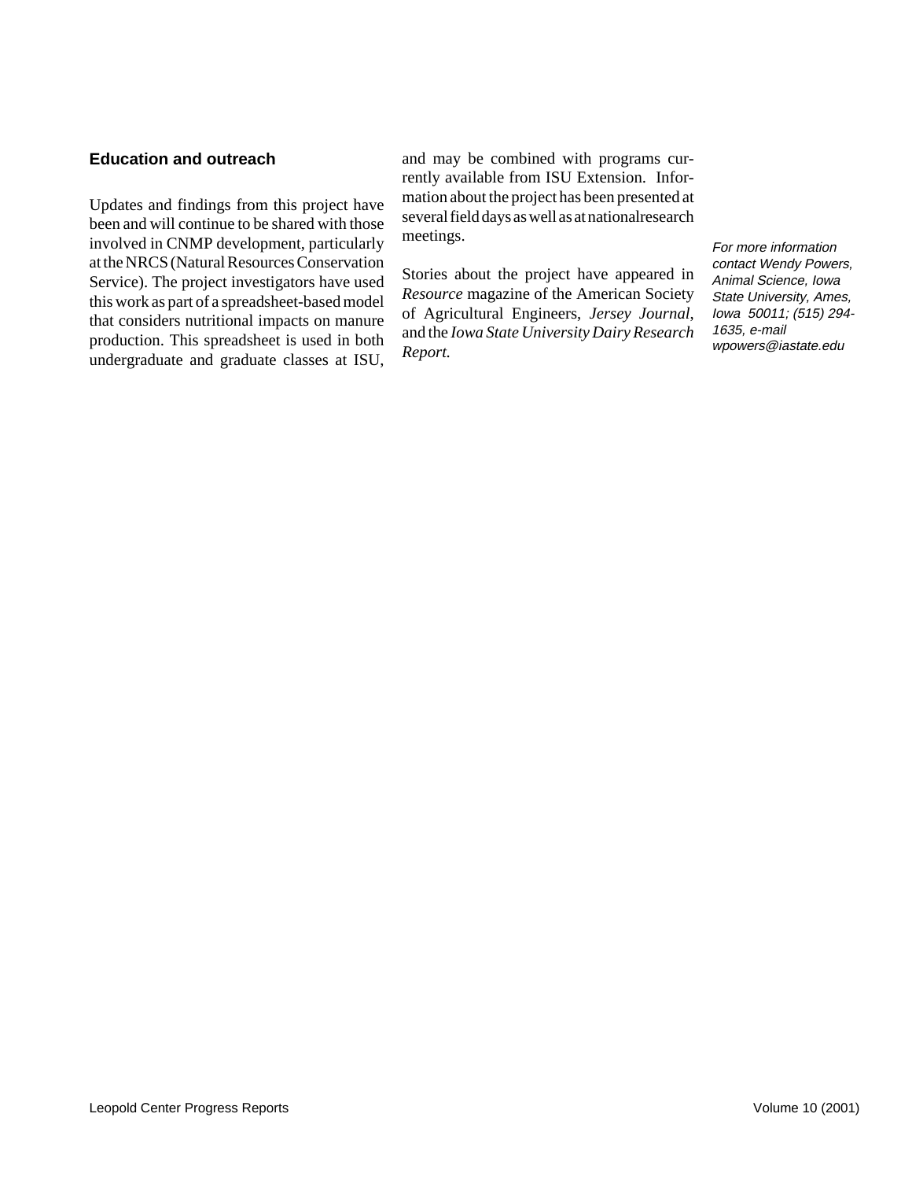## Education and outreach

Updates and findings from this project have been and will continue to be shared with those involved in CNMP development, particularly at the NRCS (Natural Resources Conservation Service). The project investigators have used this work as part of a spreadsheet-based model that considers nutritional impacts on manure production. This spreadsheet is used in both undergraduate and graduate classes at ISU, and may be combined with programs currently available from ISU Extension. Information about the project has been presented at several field days as well as at nationalresearch meetings.

Stories about the project have appeared in *Resource* magazine of the American Society of Agricultural Engineers, *Jersey Journal*, and the *Iowa State University Dairy Research Report.*

*For more information contact Wendy Powers, Animal Science, Iowa State University, Ames, Iowa 50011; (515) 294-1635, e-mail wpowers@iastate.edu*